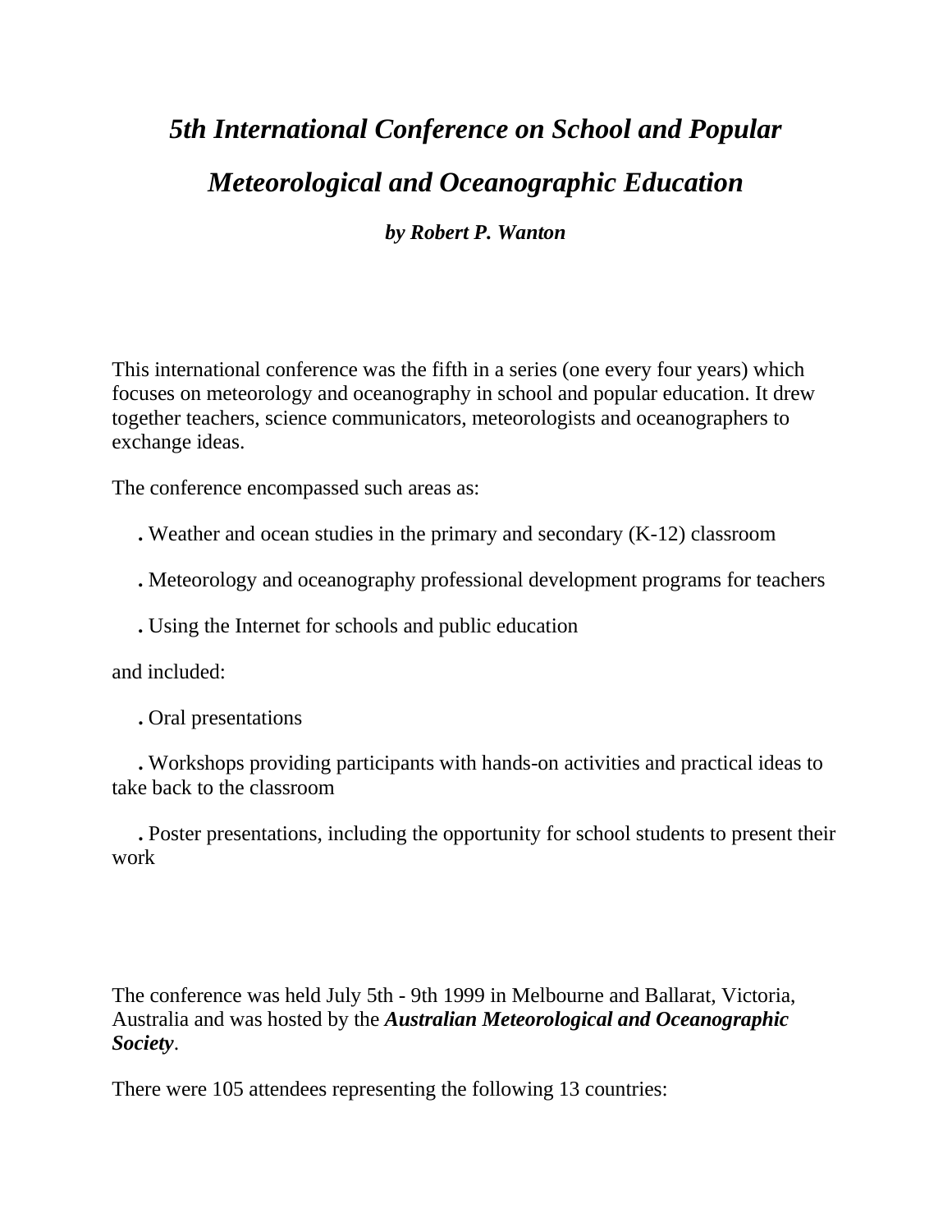# *5th International Conference on School and Popular Meteorological and Oceanographic Education*

***by Robert P. Wanton***

This international conference was the fifth in a series (one every four years) which focuses on meteorology and oceanography in school and popular education. It drew together teachers, science communicators, meteorologists and oceanographers to exchange ideas.

The conference encompassed such areas as:

- Weather and ocean studies in the primary and secondary (K-12) classroom
- Meteorology and oceanography professional development programs for teachers
- Using the Internet for schools and public education

and included:

- Oral presentations
- Workshops providing participants with hands-on activities and practical ideas to take back to the classroom
- Poster presentations, including the opportunity for school students to present their work

The conference was held July 5th - 9th 1999 in Melbourne and Ballarat, Victoria, Australia and was hosted by the ***Australian Meteorological and Oceanographic Society***.

There were 105 attendees representing the following 13 countries: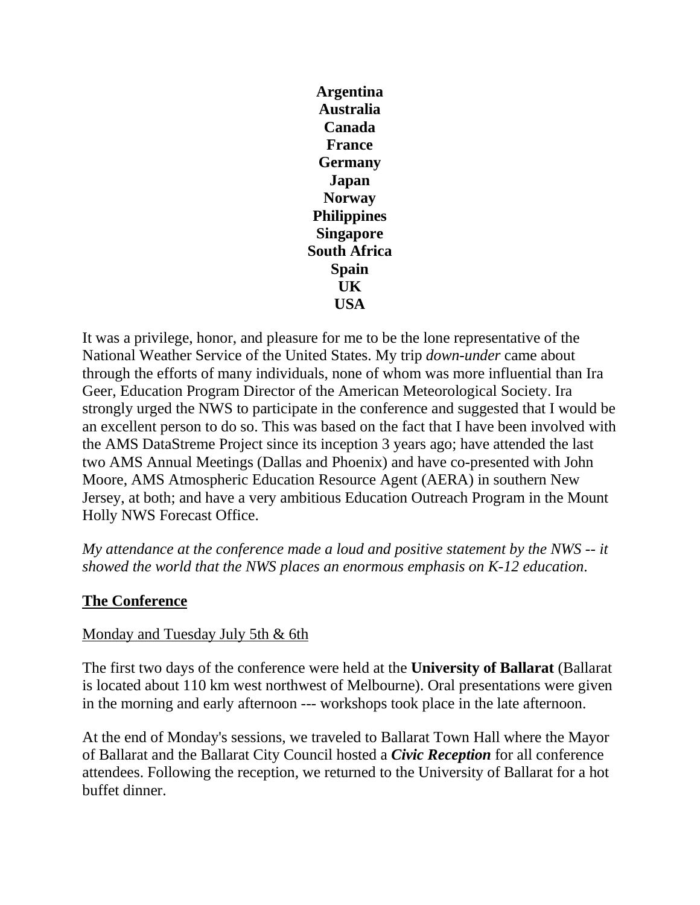**Argentina**
**Australia**
**Canada**
**France**
**Germany**
**Japan**
**Norway**
**Philippines**
**Singapore**
**South Africa**
**Spain**
**UK**
**USA**

It was a privilege, honor, and pleasure for me to be the lone representative of the National Weather Service of the United States. My trip *down-under* came about through the efforts of many individuals, none of whom was more influential than Ira Geer, Education Program Director of the American Meteorological Society. Ira strongly urged the NWS to participate in the conference and suggested that I would be an excellent person to do so. This was based on the fact that I have been involved with the AMS DataStreme Project since its inception 3 years ago; have attended the last two AMS Annual Meetings (Dallas and Phoenix) and have co-presented with John Moore, AMS Atmospheric Education Resource Agent (AERA) in southern New Jersey, at both; and have a very ambitious Education Outreach Program in the Mount Holly NWS Forecast Office.

*My attendance at the conference made a loud and positive statement by the NWS -- it showed the world that the NWS places an enormous emphasis on K-12 education.*

## The Conference

### Monday and Tuesday July 5th & 6th

The first two days of the conference were held at the **University of Ballarat** (Ballarat is located about 110 km west northwest of Melbourne). Oral presentations were given in the morning and early afternoon --- workshops took place in the late afternoon.

At the end of Monday's sessions, we traveled to Ballarat Town Hall where the Mayor of Ballarat and the Ballarat City Council hosted a ***Civic Reception*** for all conference attendees. Following the reception, we returned to the University of Ballarat for a hot buffet dinner.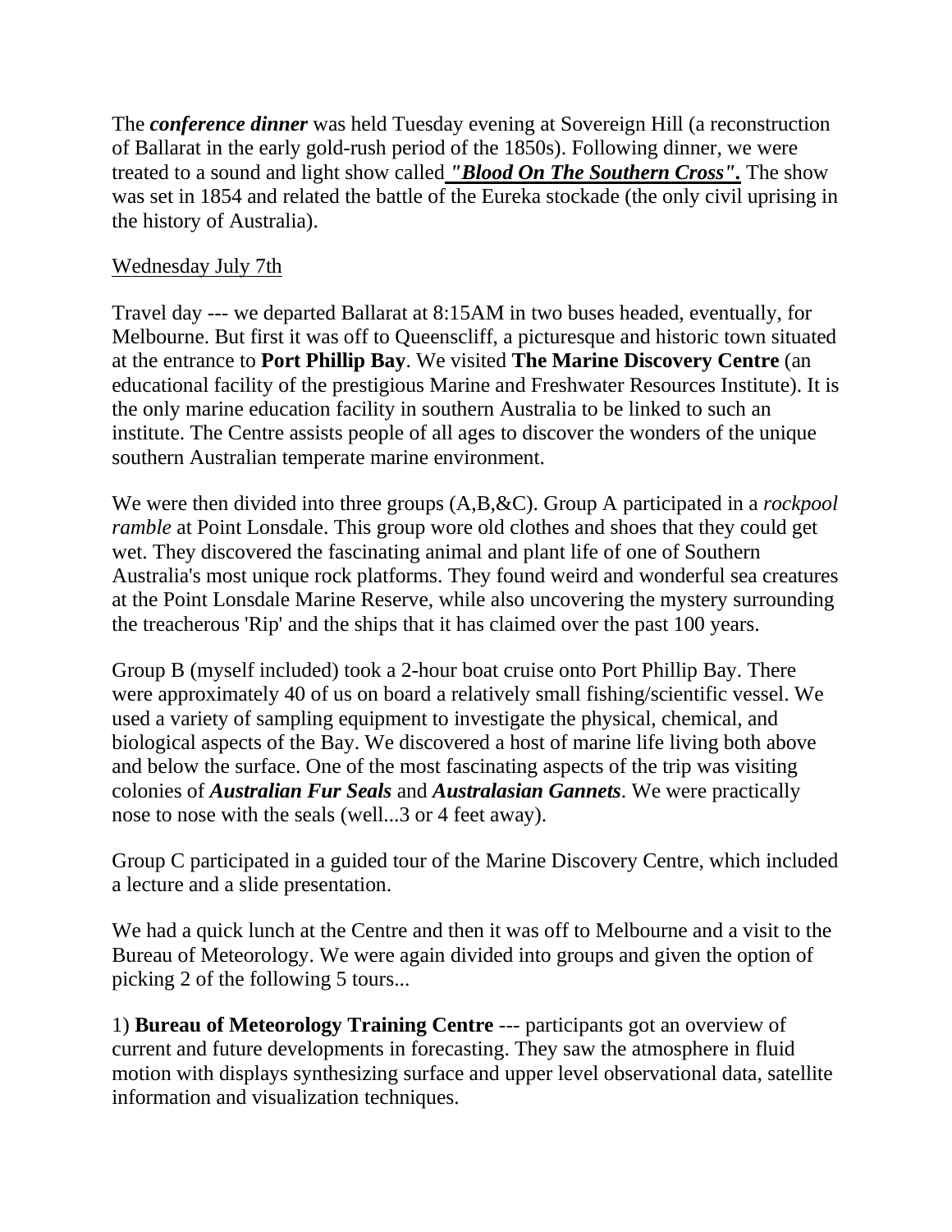The ***conference dinner*** was held Tuesday evening at Sovereign Hill (a reconstruction of Ballarat in the early gold-rush period of the 1850s). Following dinner, we were treated to a sound and light show called ***"Blood On The Southern Cross"*.** The show was set in 1854 and related the battle of the Eureka stockade (the only civil uprising in the history of Australia).

Wednesday July 7th

Travel day --- we departed Ballarat at 8:15AM in two buses headed, eventually, for Melbourne. But first it was off to Queenscliff, a picturesque and historic town situated at the entrance to **Port Phillip Bay**. We visited **The Marine Discovery Centre** (an educational facility of the prestigious Marine and Freshwater Resources Institute). It is the only marine education facility in southern Australia to be linked to such an institute. The Centre assists people of all ages to discover the wonders of the unique southern Australian temperate marine environment.

We were then divided into three groups (A,B,&C). Group A participated in a *rockpool ramble* at Point Lonsdale. This group wore old clothes and shoes that they could get wet. They discovered the fascinating animal and plant life of one of Southern Australia's most unique rock platforms. They found weird and wonderful sea creatures at the Point Lonsdale Marine Reserve, while also uncovering the mystery surrounding the treacherous 'Rip' and the ships that it has claimed over the past 100 years.

Group B (myself included) took a 2-hour boat cruise onto Port Phillip Bay. There were approximately 40 of us on board a relatively small fishing/scientific vessel. We used a variety of sampling equipment to investigate the physical, chemical, and biological aspects of the Bay. We discovered a host of marine life living both above and below the surface. One of the most fascinating aspects of the trip was visiting colonies of ***Australian Fur Seals*** and ***Australasian Gannets***. We were practically nose to nose with the seals (well...3 or 4 feet away).

Group C participated in a guided tour of the Marine Discovery Centre, which included a lecture and a slide presentation.

We had a quick lunch at the Centre and then it was off to Melbourne and a visit to the Bureau of Meteorology. We were again divided into groups and given the option of picking 2 of the following 5 tours...

1) **Bureau of Meteorology Training Centre** --- participants got an overview of current and future developments in forecasting. They saw the atmosphere in fluid motion with displays synthesizing surface and upper level observational data, satellite information and visualization techniques.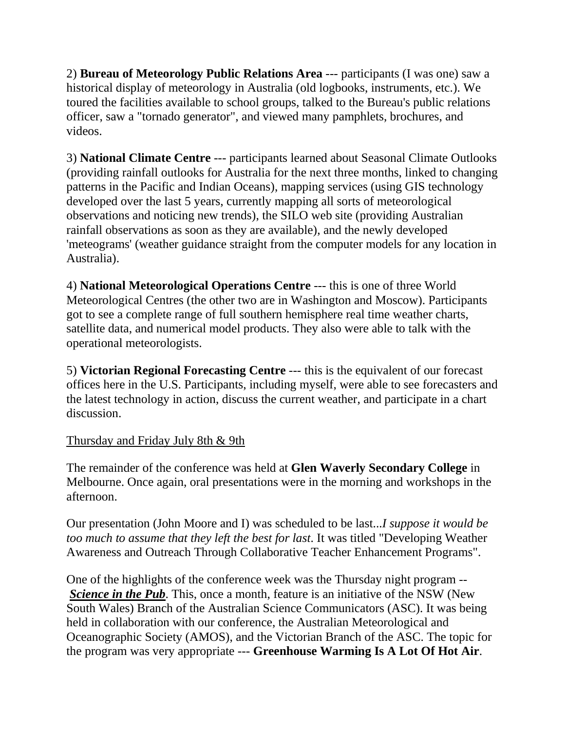2) **Bureau of Meteorology Public Relations Area** --- participants (I was one) saw a historical display of meteorology in Australia (old logbooks, instruments, etc.). We toured the facilities available to school groups, talked to the Bureau's public relations officer, saw a "tornado generator", and viewed many pamphlets, brochures, and videos.

3) **National Climate Centre** --- participants learned about Seasonal Climate Outlooks (providing rainfall outlooks for Australia for the next three months, linked to changing patterns in the Pacific and Indian Oceans), mapping services (using GIS technology developed over the last 5 years, currently mapping all sorts of meteorological observations and noticing new trends), the SILO web site (providing Australian rainfall observations as soon as they are available), and the newly developed 'meteograms' (weather guidance straight from the computer models for any location in Australia).

4) **National Meteorological Operations Centre** --- this is one of three World Meteorological Centres (the other two are in Washington and Moscow). Participants got to see a complete range of full southern hemisphere real time weather charts, satellite data, and numerical model products. They also were able to talk with the operational meteorologists.

5) **Victorian Regional Forecasting Centre** --- this is the equivalent of our forecast offices here in the U.S. Participants, including myself, were able to see forecasters and the latest technology in action, discuss the current weather, and participate in a chart discussion.

Thursday and Friday July 8th & 9th

The remainder of the conference was held at **Glen Waverly Secondary College** in Melbourne. Once again, oral presentations were in the morning and workshops in the afternoon.

Our presentation (John Moore and I) was scheduled to be last...*I suppose it would be too much to assume that they left the best for last*. It was titled "Developing Weather Awareness and Outreach Through Collaborative Teacher Enhancement Programs".

One of the highlights of the conference week was the Thursday night program -- ***Science in the Pub***. This, once a month, feature is an initiative of the NSW (New South Wales) Branch of the Australian Science Communicators (ASC). It was being held in collaboration with our conference, the Australian Meteorological and Oceanographic Society (AMOS), and the Victorian Branch of the ASC. The topic for the program was very appropriate --- **Greenhouse Warming Is A Lot Of Hot Air**.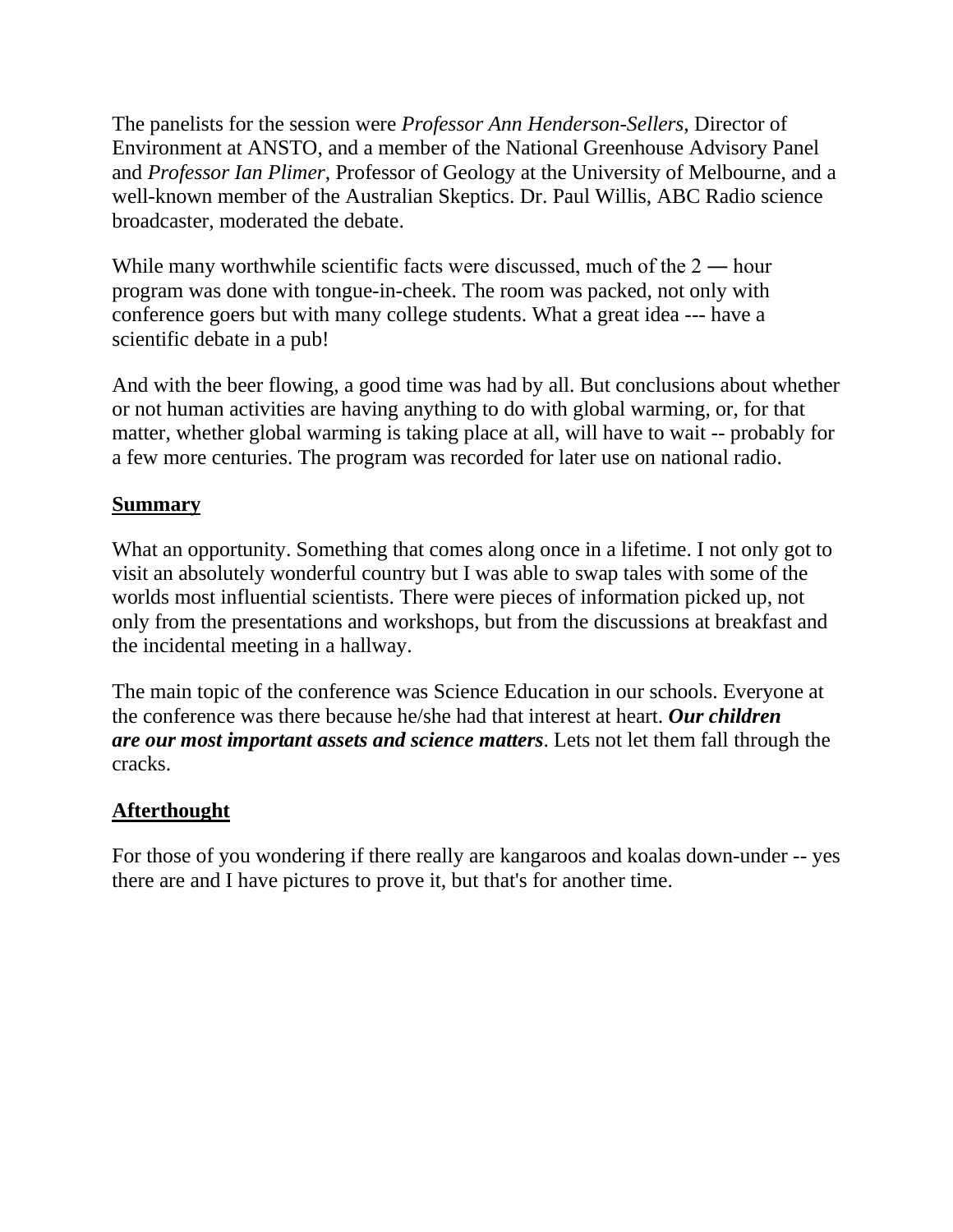The panelists for the session were *Professor Ann Henderson-Sellers*, Director of Environment at ANSTO, and a member of the National Greenhouse Advisory Panel and *Professor Ian Plimer*, Professor of Geology at the University of Melbourne, and a well-known member of the Australian Skeptics. Dr. Paul Willis, ABC Radio science broadcaster, moderated the debate.

While many worthwhile scientific facts were discussed, much of the 2 — hour program was done with tongue-in-cheek. The room was packed, not only with conference goers but with many college students. What a great idea --- have a scientific debate in a pub!

And with the beer flowing, a good time was had by all. But conclusions about whether or not human activities are having anything to do with global warming, or, for that matter, whether global warming is taking place at all, will have to wait -- probably for a few more centuries. The program was recorded for later use on national radio.

## Summary

What an opportunity. Something that comes along once in a lifetime. I not only got to visit an absolutely wonderful country but I was able to swap tales with some of the worlds most influential scientists. There were pieces of information picked up, not only from the presentations and workshops, but from the discussions at breakfast and the incidental meeting in a hallway.

The main topic of the conference was Science Education in our schools. Everyone at the conference was there because he/she had that interest at heart. ***Our children are our most important assets and science matters***. Lets not let them fall through the cracks.

## Afterthought

For those of you wondering if there really are kangaroos and koalas down-under -- yes there are and I have pictures to prove it, but that's for another time.